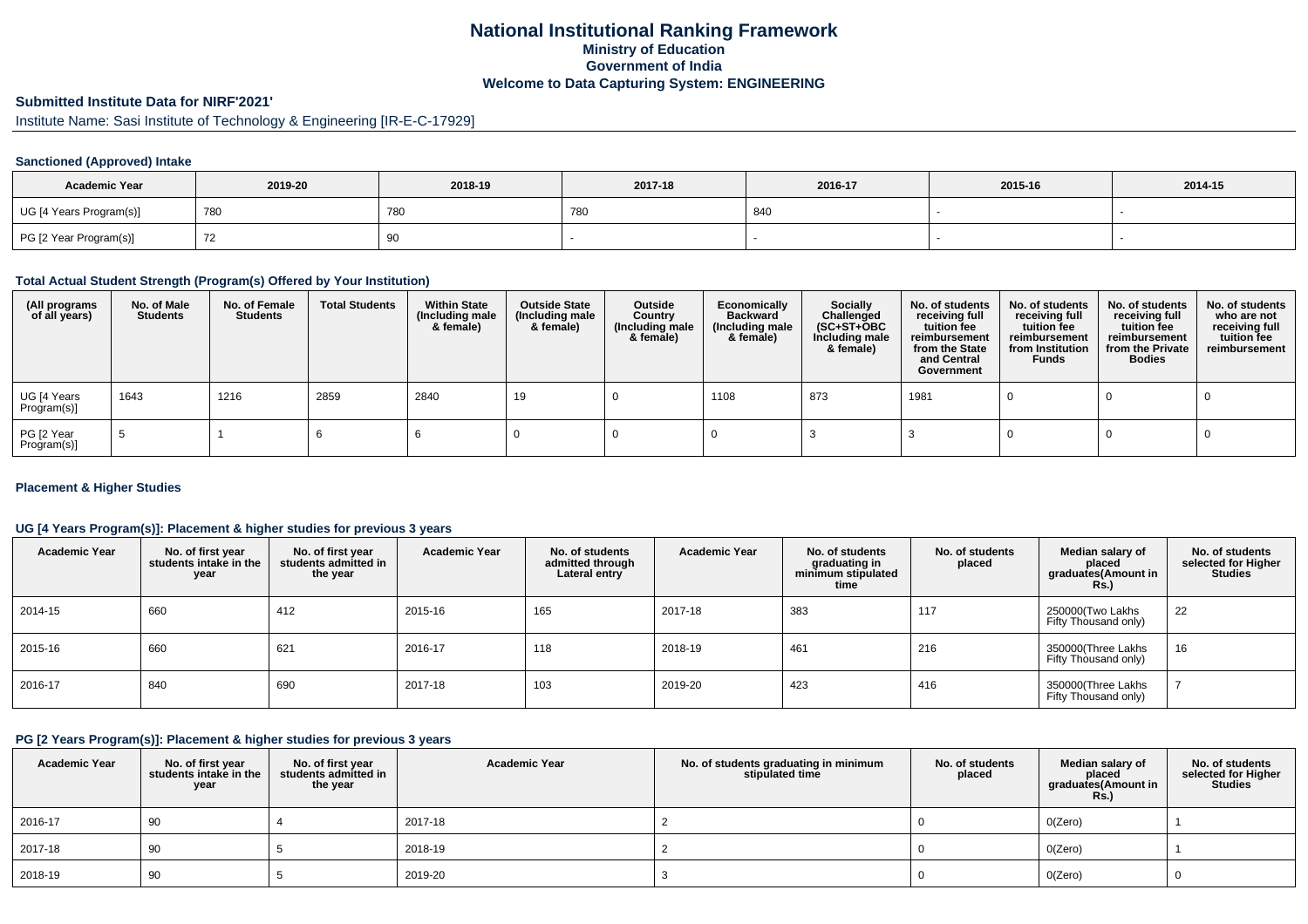# National Institutional Ranking Framework

## Ministry of Education

## Government of India

## Welcome to Data Capturing System: ENGINEERING

### Submitted Institute Data for NIRF'2021'

Institute Name: Sasi Institute of Technology & Engineering [IR-E-C-17929]

#### Sanctioned (Approved) Intake

| Academic Year | 2019-20 | 2018-19 | 2017-18 | 2016-17 | 2015-16 | 2014-15 |
|---|---|---|---|---|---|---|
| UG [4 Years Program(s)] | 780 | 780 | 780 | 840 | - | - |
| PG [2 Year Program(s)] | 72 | 90 | - | - | - | - |

#### Total Actual Student Strength (Program(s) Offered by Your Institution)

| (All programs of all years) | No. of Male Students | No. of Female Students | Total Students | Within State (Including male & female) | Outside State (Including male & female) | Outside Country (Including male & female) | Economically Backward (Including male & female) | Socially Challenged (SC+ST+OBC Including male & female) | No. of students receiving full tuition fee reimbursement from the State and Central Government | No. of students receiving full tuition fee reimbursement from Institution Funds | No. of students receiving full tuition fee reimbursement from the Private Bodies | No. of students who are not receiving full tuition fee reimbursement |
|---|---|---|---|---|---|---|---|---|---|---|---|---|
| UG [4 Years Program(s)] | 1643 | 1216 | 2859 | 2840 | 19 | 0 | 1108 | 873 | 1981 | 0 | 0 | 0 |
| PG [2 Year Program(s)] | 5 | 1 | 6 | 6 | 0 | 0 | 0 | 3 | 3 | 0 | 0 | 0 |

#### Placement & Higher Studies

#### UG [4 Years Program(s)]: Placement & higher studies for previous 3 years

| Academic Year | No. of first year students intake in the year | No. of first year students admitted in the year | Academic Year | No. of students admitted through Lateral entry | Academic Year | No. of students graduating in minimum stipulated time | No. of students placed | Median salary of placed graduates(Amount in Rs.) | No. of students selected for Higher Studies |
|---|---|---|---|---|---|---|---|---|---|
| 2014-15 | 660 | 412 | 2015-16 | 165 | 2017-18 | 383 | 117 | 250000(Two Lakhs Fifty Thousand only) | 22 |
| 2015-16 | 660 | 621 | 2016-17 | 118 | 2018-19 | 461 | 216 | 350000(Three Lakhs Fifty Thousand only) | 16 |
| 2016-17 | 840 | 690 | 2017-18 | 103 | 2019-20 | 423 | 416 | 350000(Three Lakhs Fifty Thousand only) | 7 |

#### PG [2 Years Program(s)]: Placement & higher studies for previous 3 years

| Academic Year | No. of first year students intake in the year | No. of first year students admitted in the year | Academic Year | No. of students graduating in minimum stipulated time | No. of students placed | Median salary of placed graduates(Amount in Rs.) | No. of students selected for Higher Studies |
|---|---|---|---|---|---|---|---|
| 2016-17 | 90 | 4 | 2017-18 | 2 | 0 | 0(Zero) | 1 |
| 2017-18 | 90 | 5 | 2018-19 | 2 | 0 | 0(Zero) | 1 |
| 2018-19 | 90 | 5 | 2019-20 | 3 | 0 | 0(Zero) | 0 |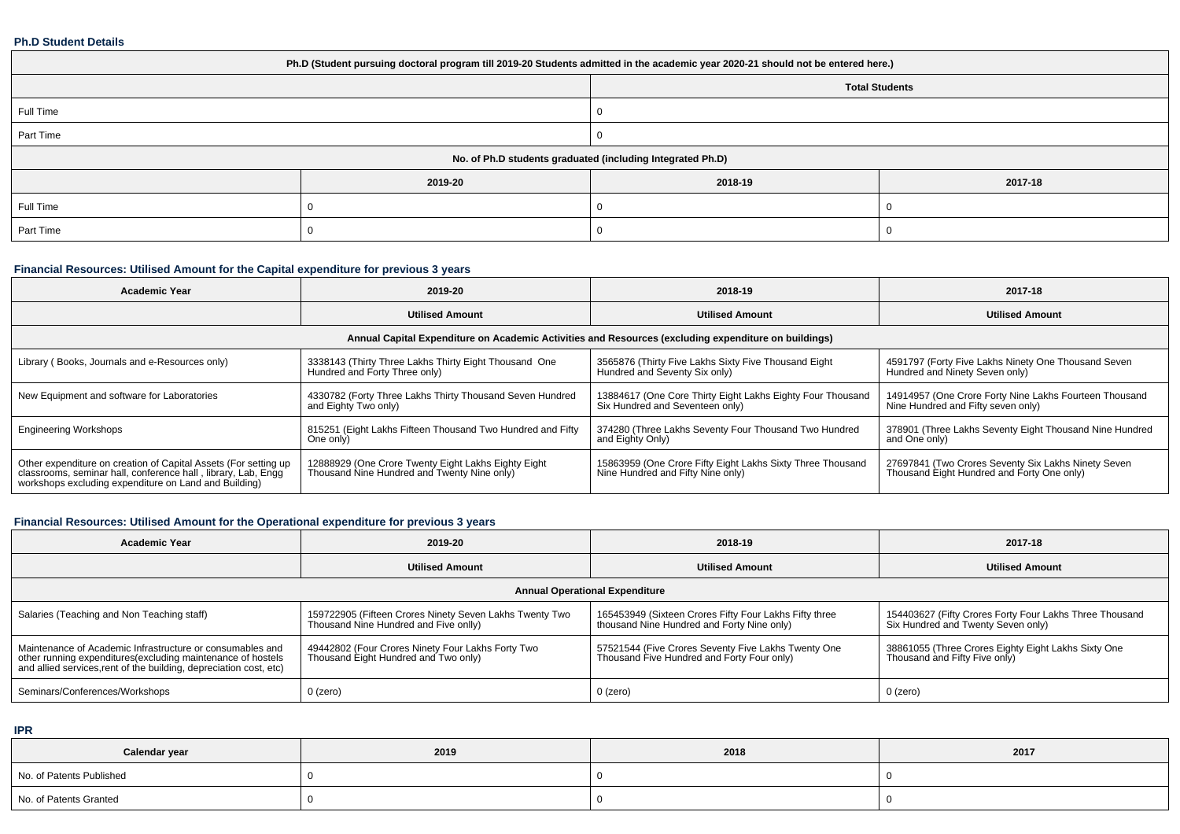### Ph.D Student Details

| Ph.D (Student pursuing doctoral program till 2019-20 Students admitted in the academic year 2020-21 should not be entered here.) | | | |
|---|---|---|---|
| | Total Students | | |
| Full Time | 0 | | |
| Part Time | 0 | | |
| No. of Ph.D students graduated (including Integrated Ph.D) | | | |
| | 2019-20 | 2018-19 | 2017-18 |
| Full Time | 0 | 0 | 0 |
| Part Time | 0 | 0 | 0 |

### Financial Resources: Utilised Amount for the Capital expenditure for previous 3 years

| Academic Year | 2019-20 | 2018-19 | 2017-18 |
|---|---|---|---|
| | Utilised Amount | Utilised Amount | Utilised Amount |
| Annual Capital Expenditure on Academic Activities and Resources (excluding expenditure on buildings) | | | |
| Library ( Books, Journals and e-Resources only) | 3338143 (Thirty Three Lakhs Thirty Eight Thousand One Hundred and Forty Three only) | 3565876 (Thirty Five Lakhs Sixty Five Thousand Eight Hundred and Seventy Six only) | 4591797 (Forty Five Lakhs Ninety One Thousand Seven Hundred and Ninety Seven only) |
| New Equipment and software for Laboratories | 4330782 (Forty Three Lakhs Thirty Thousand Seven Hundred and Eighty Two only) | 13884617 (One Core Thirty Eight Lakhs Eighty Four Thousand Six Hundred and Seventeen only) | 14914957 (One Crore Forty Nine Lakhs Fourteen Thousand Nine Hundred and Fifty seven only) |
| Engineering Workshops | 815251 (Eight Lakhs Fifteen Thousand Two Hundred and Fifty One only) | 374280 (Three Lakhs Seventy Four Thousand Two Hundred and Eighty Only) | 378901 (Three Lakhs Seventy Eight Thousand Nine Hundred and One only) |
| Other expenditure on creation of Capital Assets (For setting up classrooms, seminar hall, conference hall , library, Lab, Engg workshops excluding expenditure on Land and Building) | 12888929 (One Crore Twenty Eight Lakhs Eighty Eight Thousand Nine Hundred and Twenty Nine only) | 15863959 (One Crore Fifty Eight Lakhs Sixty Three Thousand Nine Hundred and Fifty Nine only) | 27697841 (Two Crores Seventy Six Lakhs Ninety Seven Thousand Eight Hundred and Forty One only) |

### Financial Resources: Utilised Amount for the Operational expenditure for previous 3 years

| Academic Year | 2019-20 | 2018-19 | 2017-18 |
|---|---|---|---|
| | Utilised Amount | Utilised Amount | Utilised Amount |
| Annual Operational Expenditure | | | |
| Salaries (Teaching and Non Teaching staff) | 159722905 (Fifteen Crores Ninety Seven Lakhs Twenty Two Thousand Nine Hundred and Five onlly) | 165453949 (Sixteen Crores Fifty Four Lakhs Fifty three thousand Nine Hundred and Forty Nine only) | 154403627 (Fifty Crores Forty Four Lakhs Three Thousand Six Hundred and Twenty Seven only) |
| Maintenance of Academic Infrastructure or consumables and other running expenditures(excluding maintenance of hostels and allied services,rent of the building, depreciation cost, etc) | 49442802 (Four Crores Ninety Four Lakhs Forty Two Thousand Eight Hundred and Two only) | 57521544 (Five Crores Seventy Five Lakhs Twenty One Thousand Five Hundred and Forty Four only) | 38861055 (Three Crores Eighty Eight Lakhs Sixty One Thousand and Fifty Five only) |
| Seminars/Conferences/Workshops | 0 (zero) | 0 (zero) | 0 (zero) |

### IPR

| Calendar year | 2019 | 2018 | 2017 |
|---|---|---|---|
| No. of Patents Published | 0 | 0 | 0 |
| No. of Patents Granted | 0 | 0 | 0 |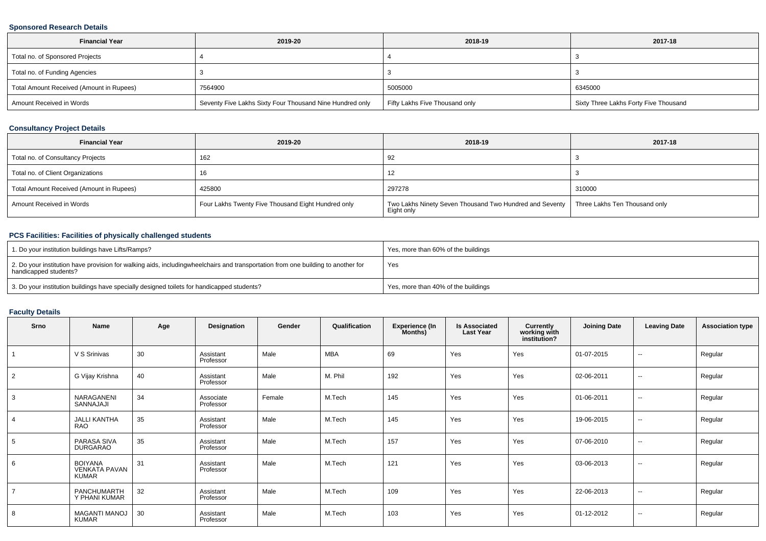### Sponsored Research Details

| Financial Year | 2019-20 | 2018-19 | 2017-18 |
|---|---|---|---|
| Total no. of Sponsored Projects | 4 | 4 | 3 |
| Total no. of Funding Agencies | 3 | 3 | 3 |
| Total Amount Received (Amount in Rupees) | 7564900 | 5005000 | 6345000 |
| Amount Received in Words | Seventy Five Lakhs Sixty Four Thousand Nine Hundred only | Fifty Lakhs Five Thousand only | Sixty Three Lakhs Forty Five Thousand |

### Consultancy Project Details

| Financial Year | 2019-20 | 2018-19 | 2017-18 |
|---|---|---|---|
| Total no. of Consultancy Projects | 162 | 92 | 3 |
| Total no. of Client Organizations | 16 | 12 | 3 |
| Total Amount Received (Amount in Rupees) | 425800 | 297278 | 310000 |
| Amount Received in Words | Four Lakhs Twenty Five Thousand Eight Hundred only | Two Lakhs Ninety Seven Thousand Two Hundred and Seventy Eight only | Three Lakhs Ten Thousand only |

### PCS Facilities: Facilities of physically challenged students

| | |
|---|---|
| 1. Do your institution buildings have Lifts/Ramps? | Yes, more than 60% of the buildings |
| 2. Do your institution have provision for walking aids, includingwheelchairs and transportation from one building to another for handicapped students? | Yes |
| 3. Do your institution buildings have specially designed toilets for handicapped students? | Yes, more than 40% of the buildings |

### Faculty Details

| Srno | Name | Age | Designation | Gender | Qualification | Experience (In Months) | Is Associated Last Year | Currently working with institution? | Joining Date | Leaving Date | Association type |
|---|---|---|---|---|---|---|---|---|---|---|---|
| 1 | V S Srinivas | 30 | Assistant Professor | Male | MBA | 69 | Yes | Yes | 01-07-2015 | -- | Regular |
| 2 | G Vijay Krishna | 40 | Assistant Professor | Male | M. Phil | 192 | Yes | Yes | 02-06-2011 | -- | Regular |
| 3 | NARAGANENI SANNAJAJI | 34 | Associate Professor | Female | M.Tech | 145 | Yes | Yes | 01-06-2011 | -- | Regular |
| 4 | JALLI KANTHA RAO | 35 | Assistant Professor | Male | M.Tech | 145 | Yes | Yes | 19-06-2015 | -- | Regular |
| 5 | PARASA SIVA DURGARAO | 35 | Assistant Professor | Male | M.Tech | 157 | Yes | Yes | 07-06-2010 | -- | Regular |
| 6 | BOIYANA VENKATA PAVAN KUMAR | 31 | Assistant Professor | Male | M.Tech | 121 | Yes | Yes | 03-06-2013 | -- | Regular |
| 7 | PANCHUMARTH Y PHANI KUMAR | 32 | Assistant Professor | Male | M.Tech | 109 | Yes | Yes | 22-06-2013 | -- | Regular |
| 8 | MAGANTI MANOJ KUMAR | 30 | Assistant Professor | Male | M.Tech | 103 | Yes | Yes | 01-12-2012 | -- | Regular |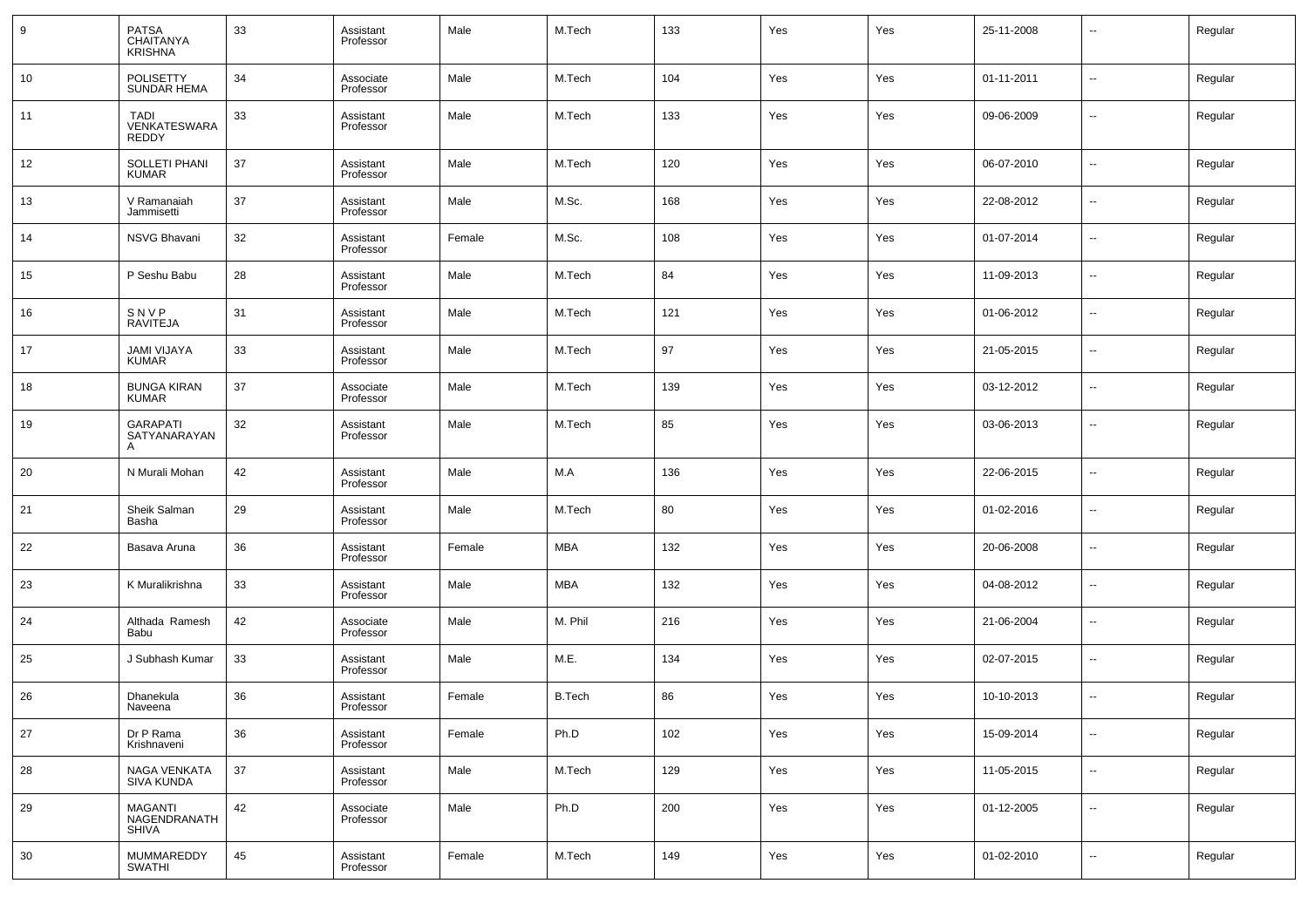| 9 | PATSA CHAITANYA KRISHNA | 33 | Assistant Professor | Male | M.Tech | 133 | Yes | Yes | 25-11-2008 | -- | Regular |
|---|---|---|---|---|---|---|---|---|---|---|---|
| 10 | POLISETTY SUNDAR HEMA | 34 | Associate Professor | Male | M.Tech | 104 | Yes | Yes | 01-11-2011 | -- | Regular |
| 11 | TADI VENKATESWARA REDDY | 33 | Assistant Professor | Male | M.Tech | 133 | Yes | Yes | 09-06-2009 | -- | Regular |
| 12 | SOLLETI PHANI KUMAR | 37 | Assistant Professor | Male | M.Tech | 120 | Yes | Yes | 06-07-2010 | -- | Regular |
| 13 | V Ramanaiah Jammisetti | 37 | Assistant Professor | Male | M.Sc. | 168 | Yes | Yes | 22-08-2012 | -- | Regular |
| 14 | NSVG Bhavani | 32 | Assistant Professor | Female | M.Sc. | 108 | Yes | Yes | 01-07-2014 | -- | Regular |
| 15 | P Seshu Babu | 28 | Assistant Professor | Male | M.Tech | 84 | Yes | Yes | 11-09-2013 | -- | Regular |
| 16 | S N V P RAVITEJA | 31 | Assistant Professor | Male | M.Tech | 121 | Yes | Yes | 01-06-2012 | -- | Regular |
| 17 | JAMI VIJAYA KUMAR | 33 | Assistant Professor | Male | M.Tech | 97 | Yes | Yes | 21-05-2015 | -- | Regular |
| 18 | BUNGA KIRAN KUMAR | 37 | Associate Professor | Male | M.Tech | 139 | Yes | Yes | 03-12-2012 | -- | Regular |
| 19 | GARAPATI SATYANARAYANA | 32 | Assistant Professor | Male | M.Tech | 85 | Yes | Yes | 03-06-2013 | -- | Regular |
| 20 | N Murali Mohan | 42 | Assistant Professor | Male | M.A | 136 | Yes | Yes | 22-06-2015 | -- | Regular |
| 21 | Sheik Salman Basha | 29 | Assistant Professor | Male | M.Tech | 80 | Yes | Yes | 01-02-2016 | -- | Regular |
| 22 | Basava Aruna | 36 | Assistant Professor | Female | MBA | 132 | Yes | Yes | 20-06-2008 | -- | Regular |
| 23 | K Muralikrishna | 33 | Assistant Professor | Male | MBA | 132 | Yes | Yes | 04-08-2012 | -- | Regular |
| 24 | Althada Ramesh Babu | 42 | Associate Professor | Male | M. Phil | 216 | Yes | Yes | 21-06-2004 | -- | Regular |
| 25 | J Subhash Kumar | 33 | Assistant Professor | Male | M.E. | 134 | Yes | Yes | 02-07-2015 | -- | Regular |
| 26 | Dhanekula Naveena | 36 | Assistant Professor | Female | B.Tech | 86 | Yes | Yes | 10-10-2013 | -- | Regular |
| 27 | Dr P Rama Krishnaveni | 36 | Assistant Professor | Female | Ph.D | 102 | Yes | Yes | 15-09-2014 | -- | Regular |
| 28 | NAGA VENKATA SIVA KUNDA | 37 | Assistant Professor | Male | M.Tech | 129 | Yes | Yes | 11-05-2015 | -- | Regular |
| 29 | MAGANTI NAGENDRANATH SHIVA | 42 | Associate Professor | Male | Ph.D | 200 | Yes | Yes | 01-12-2005 | -- | Regular |
| 30 | MUMMAREDDY SWATHI | 45 | Assistant Professor | Female | M.Tech | 149 | Yes | Yes | 01-02-2010 | -- | Regular |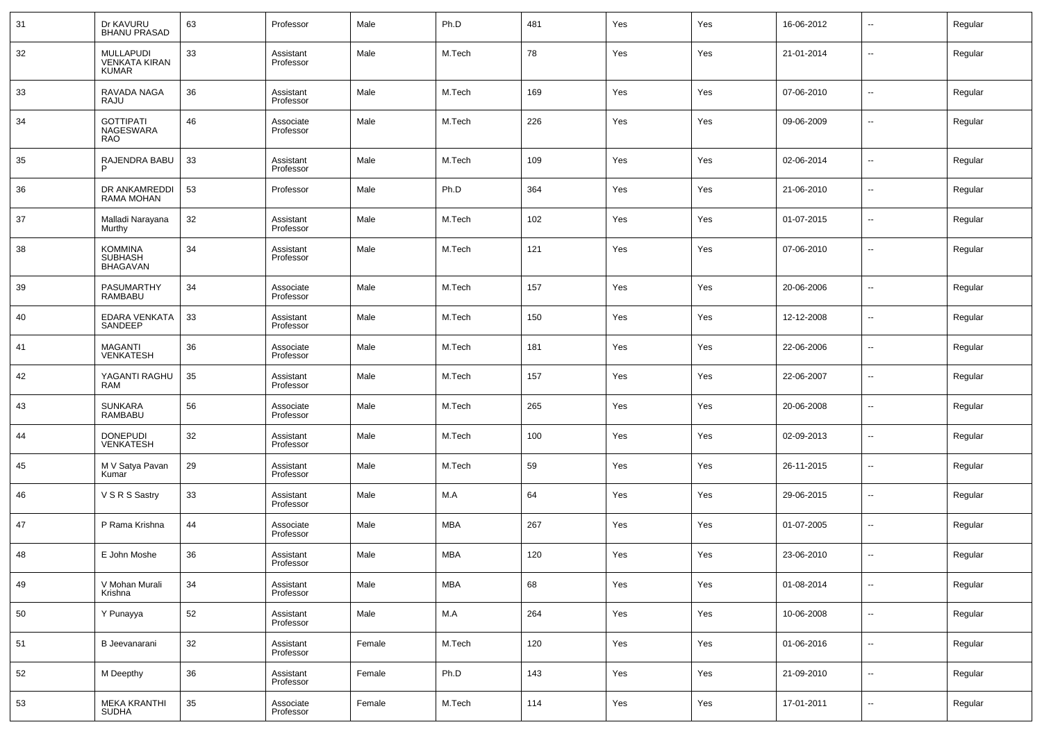| 31 | Dr KAVURU BHANU PRASAD | 63 | Professor | Male | Ph.D | 481 | Yes | Yes | 16-06-2012 | -- | Regular |
|---|---|---|---|---|---|---|---|---|---|---|---|
| 32 | MULLAPUDI VENKATA KIRAN KUMAR | 33 | Assistant Professor | Male | M.Tech | 78 | Yes | Yes | 21-01-2014 | -- | Regular |
| 33 | RAVADA NAGA RAJU | 36 | Assistant Professor | Male | M.Tech | 169 | Yes | Yes | 07-06-2010 | -- | Regular |
| 34 | GOTTIPATI NAGESWARA RAO | 46 | Associate Professor | Male | M.Tech | 226 | Yes | Yes | 09-06-2009 | -- | Regular |
| 35 | RAJENDRA BABU P | 33 | Assistant Professor | Male | M.Tech | 109 | Yes | Yes | 02-06-2014 | -- | Regular |
| 36 | DR ANKAMREDDI RAMA MOHAN | 53 | Professor | Male | Ph.D | 364 | Yes | Yes | 21-06-2010 | -- | Regular |
| 37 | Malladi Narayana Murthy | 32 | Assistant Professor | Male | M.Tech | 102 | Yes | Yes | 01-07-2015 | -- | Regular |
| 38 | KOMMINA SUBHASH BHAGAVAN | 34 | Assistant Professor | Male | M.Tech | 121 | Yes | Yes | 07-06-2010 | -- | Regular |
| 39 | PASUMARTHY RAMBABU | 34 | Associate Professor | Male | M.Tech | 157 | Yes | Yes | 20-06-2006 | -- | Regular |
| 40 | EDARA VENKATA SANDEEP | 33 | Assistant Professor | Male | M.Tech | 150 | Yes | Yes | 12-12-2008 | -- | Regular |
| 41 | MAGANTI VENKATESH | 36 | Associate Professor | Male | M.Tech | 181 | Yes | Yes | 22-06-2006 | -- | Regular |
| 42 | YAGANTI RAGHU RAM | 35 | Assistant Professor | Male | M.Tech | 157 | Yes | Yes | 22-06-2007 | -- | Regular |
| 43 | SUNKARA RAMBABU | 56 | Associate Professor | Male | M.Tech | 265 | Yes | Yes | 20-06-2008 | -- | Regular |
| 44 | DONEPUDI VENKATESH | 32 | Assistant Professor | Male | M.Tech | 100 | Yes | Yes | 02-09-2013 | -- | Regular |
| 45 | M V Satya Pavan Kumar | 29 | Assistant Professor | Male | M.Tech | 59 | Yes | Yes | 26-11-2015 | -- | Regular |
| 46 | V S R S Sastry | 33 | Assistant Professor | Male | M.A | 64 | Yes | Yes | 29-06-2015 | -- | Regular |
| 47 | P Rama Krishna | 44 | Associate Professor | Male | MBA | 267 | Yes | Yes | 01-07-2005 | -- | Regular |
| 48 | E John Moshe | 36 | Assistant Professor | Male | MBA | 120 | Yes | Yes | 23-06-2010 | -- | Regular |
| 49 | V Mohan Murali Krishna | 34 | Assistant Professor | Male | MBA | 68 | Yes | Yes | 01-08-2014 | -- | Regular |
| 50 | Y Punayya | 52 | Assistant Professor | Male | M.A | 264 | Yes | Yes | 10-06-2008 | -- | Regular |
| 51 | B Jeevanarani | 32 | Assistant Professor | Female | M.Tech | 120 | Yes | Yes | 01-06-2016 | -- | Regular |
| 52 | M Deepthy | 36 | Assistant Professor | Female | Ph.D | 143 | Yes | Yes | 21-09-2010 | -- | Regular |
| 53 | MEKA KRANTHI SUDHA | 35 | Associate Professor | Female | M.Tech | 114 | Yes | Yes | 17-01-2011 | -- | Regular |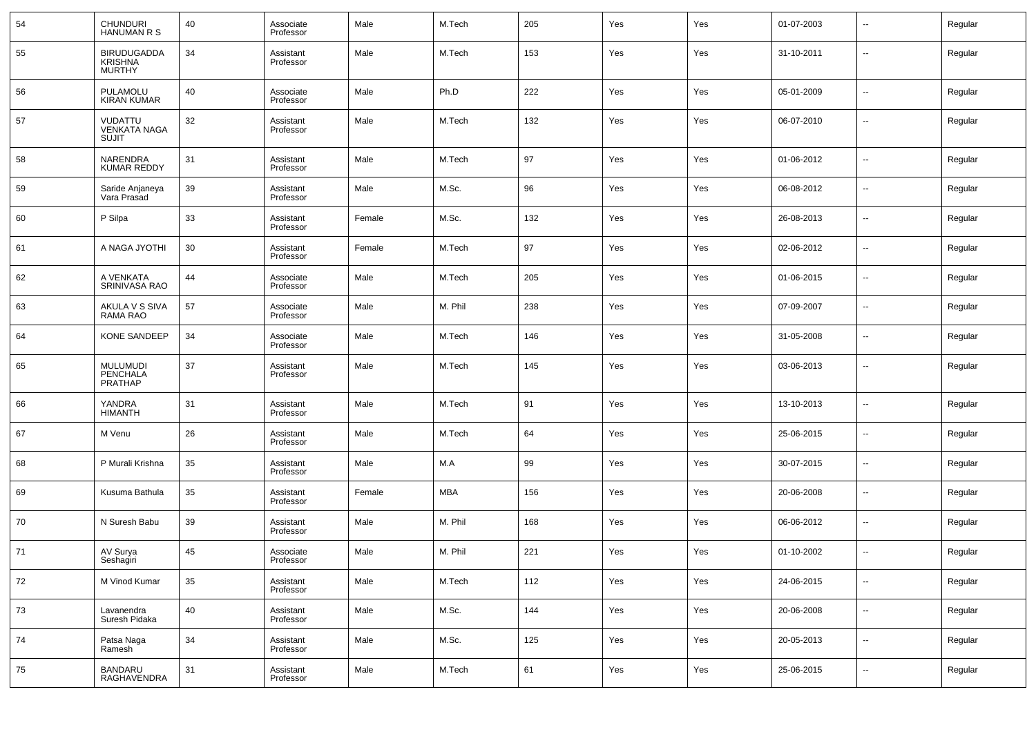| 54 | CHUNDURI HANUMAN R S | 40 | Associate Professor | Male | M.Tech | 205 | Yes | Yes | 01-07-2003 | -- | Regular |
|---|---|---|---|---|---|---|---|---|---|---|---|
| 55 | BIRUDUGADDA KRISHNA MURTHY | 34 | Assistant Professor | Male | M.Tech | 153 | Yes | Yes | 31-10-2011 | -- | Regular |
| 56 | PULAMOLU KIRAN KUMAR | 40 | Associate Professor | Male | Ph.D | 222 | Yes | Yes | 05-01-2009 | -- | Regular |
| 57 | VUDATTU VENKATA NAGA SUJIT | 32 | Assistant Professor | Male | M.Tech | 132 | Yes | Yes | 06-07-2010 | -- | Regular |
| 58 | NARENDRA KUMAR REDDY | 31 | Assistant Professor | Male | M.Tech | 97 | Yes | Yes | 01-06-2012 | -- | Regular |
| 59 | Saride Anjaneya Vara Prasad | 39 | Assistant Professor | Male | M.Sc. | 96 | Yes | Yes | 06-08-2012 | -- | Regular |
| 60 | P Silpa | 33 | Assistant Professor | Female | M.Sc. | 132 | Yes | Yes | 26-08-2013 | -- | Regular |
| 61 | A NAGA JYOTHI | 30 | Assistant Professor | Female | M.Tech | 97 | Yes | Yes | 02-06-2012 | -- | Regular |
| 62 | A VENKATA SRINIVASA RAO | 44 | Associate Professor | Male | M.Tech | 205 | Yes | Yes | 01-06-2015 | -- | Regular |
| 63 | AKULA V S SIVA RAMA RAO | 57 | Associate Professor | Male | M. Phil | 238 | Yes | Yes | 07-09-2007 | -- | Regular |
| 64 | KONE SANDEEP | 34 | Associate Professor | Male | M.Tech | 146 | Yes | Yes | 31-05-2008 | -- | Regular |
| 65 | MULUMUDI PENCHALA PRATHAP | 37 | Assistant Professor | Male | M.Tech | 145 | Yes | Yes | 03-06-2013 | -- | Regular |
| 66 | YANDRA HIMANTH | 31 | Assistant Professor | Male | M.Tech | 91 | Yes | Yes | 13-10-2013 | -- | Regular |
| 67 | M Venu | 26 | Assistant Professor | Male | M.Tech | 64 | Yes | Yes | 25-06-2015 | -- | Regular |
| 68 | P Murali Krishna | 35 | Assistant Professor | Male | M.A | 99 | Yes | Yes | 30-07-2015 | -- | Regular |
| 69 | Kusuma Bathula | 35 | Assistant Professor | Female | MBA | 156 | Yes | Yes | 20-06-2008 | -- | Regular |
| 70 | N Suresh Babu | 39 | Assistant Professor | Male | M. Phil | 168 | Yes | Yes | 06-06-2012 | -- | Regular |
| 71 | AV Surya Seshagiri | 45 | Associate Professor | Male | M. Phil | 221 | Yes | Yes | 01-10-2002 | -- | Regular |
| 72 | M Vinod Kumar | 35 | Assistant Professor | Male | M.Tech | 112 | Yes | Yes | 24-06-2015 | -- | Regular |
| 73 | Lavanendra Suresh Pidaka | 40 | Assistant Professor | Male | M.Sc. | 144 | Yes | Yes | 20-06-2008 | -- | Regular |
| 74 | Patsa Naga Ramesh | 34 | Assistant Professor | Male | M.Sc. | 125 | Yes | Yes | 20-05-2013 | -- | Regular |
| 75 | BANDARU RAGHAVENDRA | 31 | Assistant Professor | Male | M.Tech | 61 | Yes | Yes | 25-06-2015 | -- | Regular |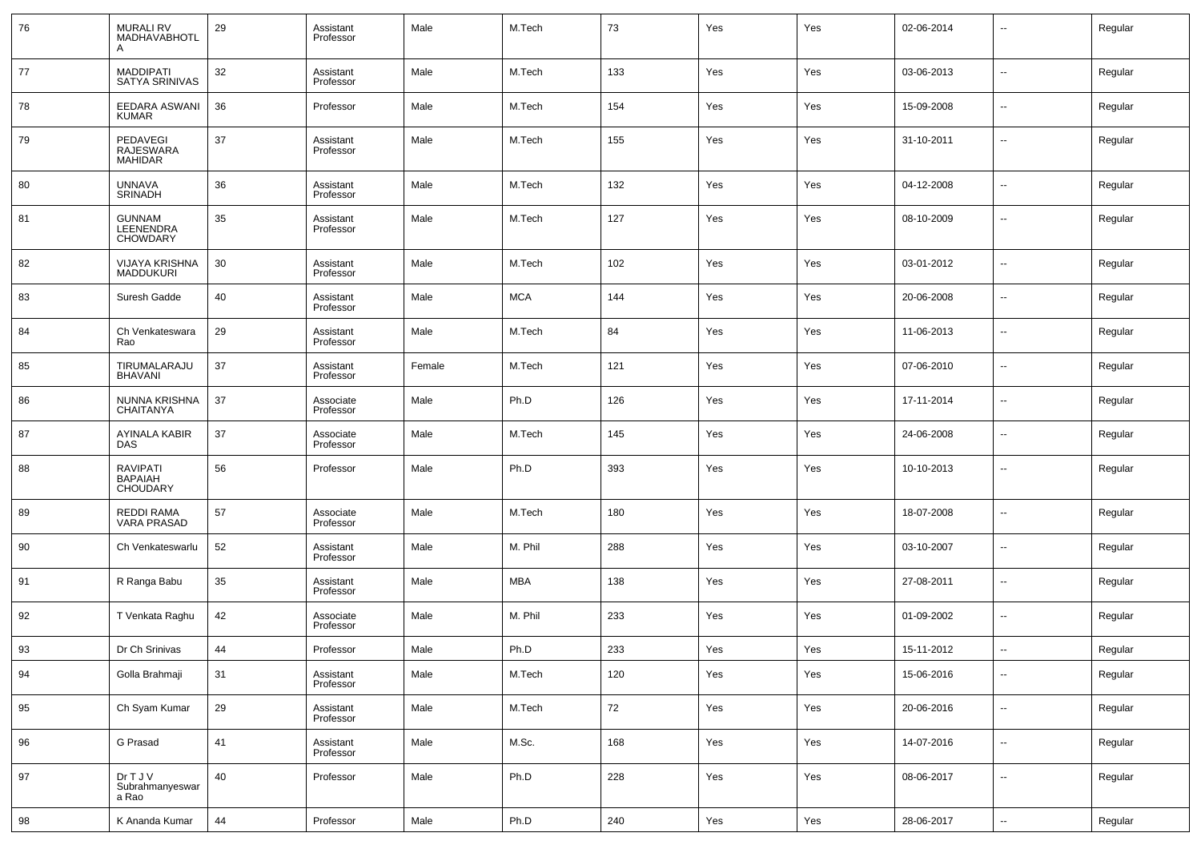| 76 | MURALI RV MADHAVABHOTLA | 29 | Assistant Professor | Male | M.Tech | 73 | Yes | Yes | 02-06-2014 | -- | Regular |
|---|---|---|---|---|---|---|---|---|---|---|---|
| 77 | MADDIPATI SATYA SRINIVAS | 32 | Assistant Professor | Male | M.Tech | 133 | Yes | Yes | 03-06-2013 | -- | Regular |
| 78 | EEDARA ASWANI KUMAR | 36 | Professor | Male | M.Tech | 154 | Yes | Yes | 15-09-2008 | -- | Regular |
| 79 | PEDAVEGI RAJESWARA MAHIDAR | 37 | Assistant Professor | Male | M.Tech | 155 | Yes | Yes | 31-10-2011 | -- | Regular |
| 80 | UNNAVA SRINADH | 36 | Assistant Professor | Male | M.Tech | 132 | Yes | Yes | 04-12-2008 | -- | Regular |
| 81 | GUNNAM LEENENDRA CHOWDARY | 35 | Assistant Professor | Male | M.Tech | 127 | Yes | Yes | 08-10-2009 | -- | Regular |
| 82 | VIJAYA KRISHNA MADDUKURI | 30 | Assistant Professor | Male | M.Tech | 102 | Yes | Yes | 03-01-2012 | -- | Regular |
| 83 | Suresh Gadde | 40 | Assistant Professor | Male | MCA | 144 | Yes | Yes | 20-06-2008 | -- | Regular |
| 84 | Ch Venkateswara Rao | 29 | Assistant Professor | Male | M.Tech | 84 | Yes | Yes | 11-06-2013 | -- | Regular |
| 85 | TIRUMALARAJU BHAVANI | 37 | Assistant Professor | Female | M.Tech | 121 | Yes | Yes | 07-06-2010 | -- | Regular |
| 86 | NUNNA KRISHNA CHAITANYA | 37 | Associate Professor | Male | Ph.D | 126 | Yes | Yes | 17-11-2014 | -- | Regular |
| 87 | AYINALA KABIR DAS | 37 | Associate Professor | Male | M.Tech | 145 | Yes | Yes | 24-06-2008 | -- | Regular |
| 88 | RAVIPATI BAPAIAH CHOUDARY | 56 | Professor | Male | Ph.D | 393 | Yes | Yes | 10-10-2013 | -- | Regular |
| 89 | REDDI RAMA VARA PRASAD | 57 | Associate Professor | Male | M.Tech | 180 | Yes | Yes | 18-07-2008 | -- | Regular |
| 90 | Ch Venkateswarlu | 52 | Assistant Professor | Male | M. Phil | 288 | Yes | Yes | 03-10-2007 | -- | Regular |
| 91 | R Ranga Babu | 35 | Assistant Professor | Male | MBA | 138 | Yes | Yes | 27-08-2011 | -- | Regular |
| 92 | T Venkata Raghu | 42 | Associate Professor | Male | M. Phil | 233 | Yes | Yes | 01-09-2002 | -- | Regular |
| 93 | Dr Ch Srinivas | 44 | Professor | Male | Ph.D | 233 | Yes | Yes | 15-11-2012 | -- | Regular |
| 94 | Golla Brahmaji | 31 | Assistant Professor | Male | M.Tech | 120 | Yes | Yes | 15-06-2016 | -- | Regular |
| 95 | Ch Syam Kumar | 29 | Assistant Professor | Male | M.Tech | 72 | Yes | Yes | 20-06-2016 | -- | Regular |
| 96 | G Prasad | 41 | Assistant Professor | Male | M.Sc. | 168 | Yes | Yes | 14-07-2016 | -- | Regular |
| 97 | Dr T J V Subrahmanyeswara Rao | 40 | Professor | Male | Ph.D | 228 | Yes | Yes | 08-06-2017 | -- | Regular |
| 98 | K Ananda Kumar | 44 | Professor | Male | Ph.D | 240 | Yes | Yes | 28-06-2017 | -- | Regular |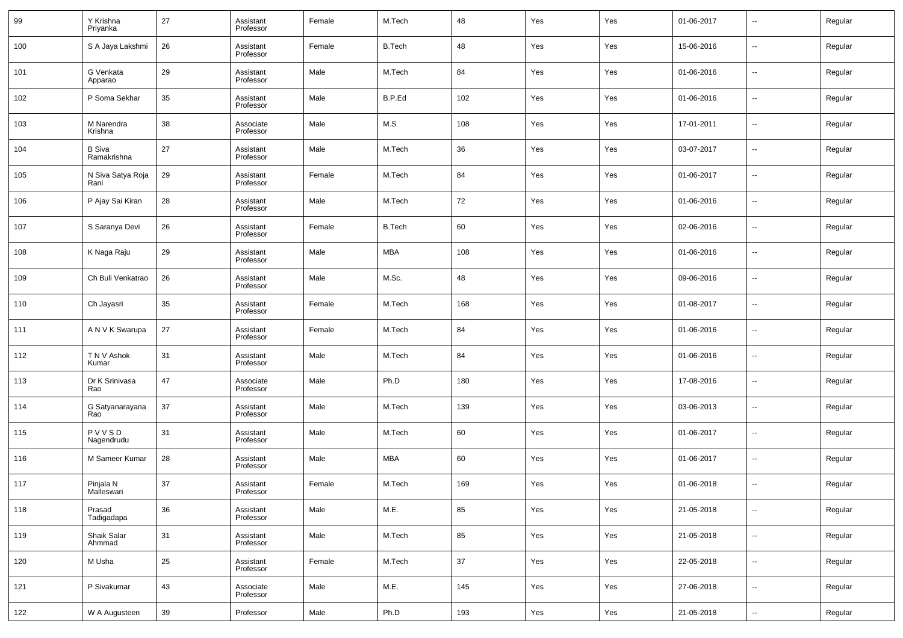| 99 | Y Krishna Priyanka | 27 | Assistant Professor | Female | M.Tech | 48 | Yes | Yes | 01-06-2017 | -- | Regular |
|---|---|---|---|---|---|---|---|---|---|---|---|
| 100 | S A Jaya Lakshmi | 26 | Assistant Professor | Female | B.Tech | 48 | Yes | Yes | 15-06-2016 | -- | Regular |
| 101 | G Venkata Apparao | 29 | Assistant Professor | Male | M.Tech | 84 | Yes | Yes | 01-06-2016 | -- | Regular |
| 102 | P Soma Sekhar | 35 | Assistant Professor | Male | B.P.Ed | 102 | Yes | Yes | 01-06-2016 | -- | Regular |
| 103 | M Narendra Krishna | 38 | Associate Professor | Male | M.S | 108 | Yes | Yes | 17-01-2011 | -- | Regular |
| 104 | B Siva Ramakrishna | 27 | Assistant Professor | Male | M.Tech | 36 | Yes | Yes | 03-07-2017 | -- | Regular |
| 105 | N Siva Satya Roja Rani | 29 | Assistant Professor | Female | M.Tech | 84 | Yes | Yes | 01-06-2017 | -- | Regular |
| 106 | P Ajay Sai Kiran | 28 | Assistant Professor | Male | M.Tech | 72 | Yes | Yes | 01-06-2016 | -- | Regular |
| 107 | S Saranya Devi | 26 | Assistant Professor | Female | B.Tech | 60 | Yes | Yes | 02-06-2016 | -- | Regular |
| 108 | K Naga Raju | 29 | Assistant Professor | Male | MBA | 108 | Yes | Yes | 01-06-2016 | -- | Regular |
| 109 | Ch Buli Venkatrao | 26 | Assistant Professor | Male | M.Sc. | 48 | Yes | Yes | 09-06-2016 | -- | Regular |
| 110 | Ch Jayasri | 35 | Assistant Professor | Female | M.Tech | 168 | Yes | Yes | 01-08-2017 | -- | Regular |
| 111 | A N V K Swarupa | 27 | Assistant Professor | Female | M.Tech | 84 | Yes | Yes | 01-06-2016 | -- | Regular |
| 112 | T N V Ashok Kumar | 31 | Assistant Professor | Male | M.Tech | 84 | Yes | Yes | 01-06-2016 | -- | Regular |
| 113 | Dr K Srinivasa Rao | 47 | Associate Professor | Male | Ph.D | 180 | Yes | Yes | 17-08-2016 | -- | Regular |
| 114 | G Satyanarayana Rao | 37 | Assistant Professor | Male | M.Tech | 139 | Yes | Yes | 03-06-2013 | -- | Regular |
| 115 | P V V S D Nagendrudu | 31 | Assistant Professor | Male | M.Tech | 60 | Yes | Yes | 01-06-2017 | -- | Regular |
| 116 | M Sameer Kumar | 28 | Assistant Professor | Male | MBA | 60 | Yes | Yes | 01-06-2017 | -- | Regular |
| 117 | Pinjala N Malleswari | 37 | Assistant Professor | Female | M.Tech | 169 | Yes | Yes | 01-06-2018 | -- | Regular |
| 118 | Prasad Tadigadapa | 36 | Assistant Professor | Male | M.E. | 85 | Yes | Yes | 21-05-2018 | -- | Regular |
| 119 | Shaik Salar Ahmmad | 31 | Assistant Professor | Male | M.Tech | 85 | Yes | Yes | 21-05-2018 | -- | Regular |
| 120 | M Usha | 25 | Assistant Professor | Female | M.Tech | 37 | Yes | Yes | 22-05-2018 | -- | Regular |
| 121 | P Sivakumar | 43 | Associate Professor | Male | M.E. | 145 | Yes | Yes | 27-06-2018 | -- | Regular |
| 122 | W A Augusteen | 39 | Professor | Male | Ph.D | 193 | Yes | Yes | 21-05-2018 | -- | Regular |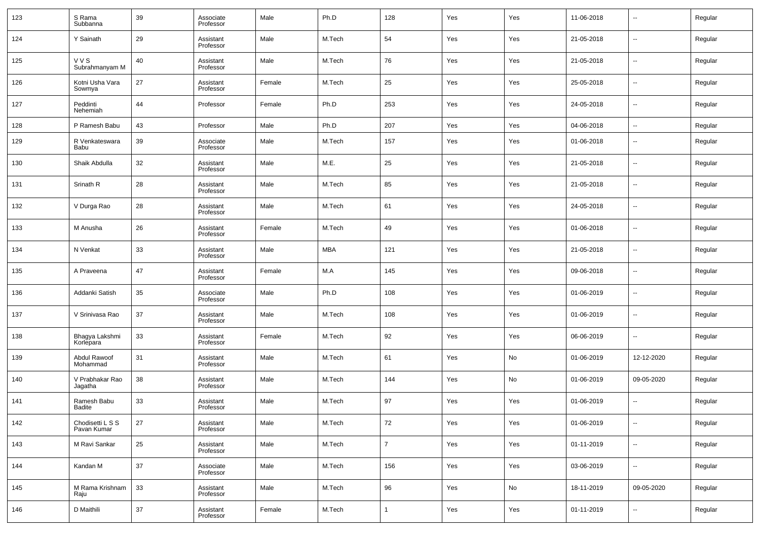| 123 | S Rama Subbanna | 39 | Associate Professor | Male | Ph.D | 128 | Yes | Yes | 11-06-2018 | -- | Regular |
|---|---|---|---|---|---|---|---|---|---|---|---|
| 124 | Y Sainath | 29 | Assistant Professor | Male | M.Tech | 54 | Yes | Yes | 21-05-2018 | -- | Regular |
| 125 | V V S Subrahmanyam M | 40 | Assistant Professor | Male | M.Tech | 76 | Yes | Yes | 21-05-2018 | -- | Regular |
| 126 | Kotni Usha Vara Sowmya | 27 | Assistant Professor | Female | M.Tech | 25 | Yes | Yes | 25-05-2018 | -- | Regular |
| 127 | Peddinti Nehemiah | 44 | Professor | Female | Ph.D | 253 | Yes | Yes | 24-05-2018 | -- | Regular |
| 128 | P Ramesh Babu | 43 | Professor | Male | Ph.D | 207 | Yes | Yes | 04-06-2018 | -- | Regular |
| 129 | R Venkateswara Babu | 39 | Associate Professor | Male | M.Tech | 157 | Yes | Yes | 01-06-2018 | -- | Regular |
| 130 | Shaik Abdulla | 32 | Assistant Professor | Male | M.E. | 25 | Yes | Yes | 21-05-2018 | -- | Regular |
| 131 | Srinath R | 28 | Assistant Professor | Male | M.Tech | 85 | Yes | Yes | 21-05-2018 | -- | Regular |
| 132 | V Durga Rao | 28 | Assistant Professor | Male | M.Tech | 61 | Yes | Yes | 24-05-2018 | -- | Regular |
| 133 | M Anusha | 26 | Assistant Professor | Female | M.Tech | 49 | Yes | Yes | 01-06-2018 | -- | Regular |
| 134 | N Venkat | 33 | Assistant Professor | Male | MBA | 121 | Yes | Yes | 21-05-2018 | -- | Regular |
| 135 | A Praveena | 47 | Assistant Professor | Female | M.A | 145 | Yes | Yes | 09-06-2018 | -- | Regular |
| 136 | Addanki Satish | 35 | Associate Professor | Male | Ph.D | 108 | Yes | Yes | 01-06-2019 | -- | Regular |
| 137 | V Srinivasa Rao | 37 | Assistant Professor | Male | M.Tech | 108 | Yes | Yes | 01-06-2019 | -- | Regular |
| 138 | Bhagya Lakshmi Korlepara | 33 | Assistant Professor | Female | M.Tech | 92 | Yes | Yes | 06-06-2019 | -- | Regular |
| 139 | Abdul Rawoof Mohammad | 31 | Assistant Professor | Male | M.Tech | 61 | Yes | No | 01-06-2019 | 12-12-2020 | Regular |
| 140 | V Prabhakar Rao Jagatha | 38 | Assistant Professor | Male | M.Tech | 144 | Yes | No | 01-06-2019 | 09-05-2020 | Regular |
| 141 | Ramesh Babu Badite | 33 | Assistant Professor | Male | M.Tech | 97 | Yes | Yes | 01-06-2019 | -- | Regular |
| 142 | Chodisetti L S S Pavan Kumar | 27 | Assistant Professor | Male | M.Tech | 72 | Yes | Yes | 01-06-2019 | -- | Regular |
| 143 | M Ravi Sankar | 25 | Assistant Professor | Male | M.Tech | 7 | Yes | Yes | 01-11-2019 | -- | Regular |
| 144 | Kandan M | 37 | Associate Professor | Male | M.Tech | 156 | Yes | Yes | 03-06-2019 | -- | Regular |
| 145 | M Rama Krishnam Raju | 33 | Assistant Professor | Male | M.Tech | 96 | Yes | No | 18-11-2019 | 09-05-2020 | Regular |
| 146 | D Maithili | 37 | Assistant Professor | Female | M.Tech | 1 | Yes | Yes | 01-11-2019 | -- | Regular |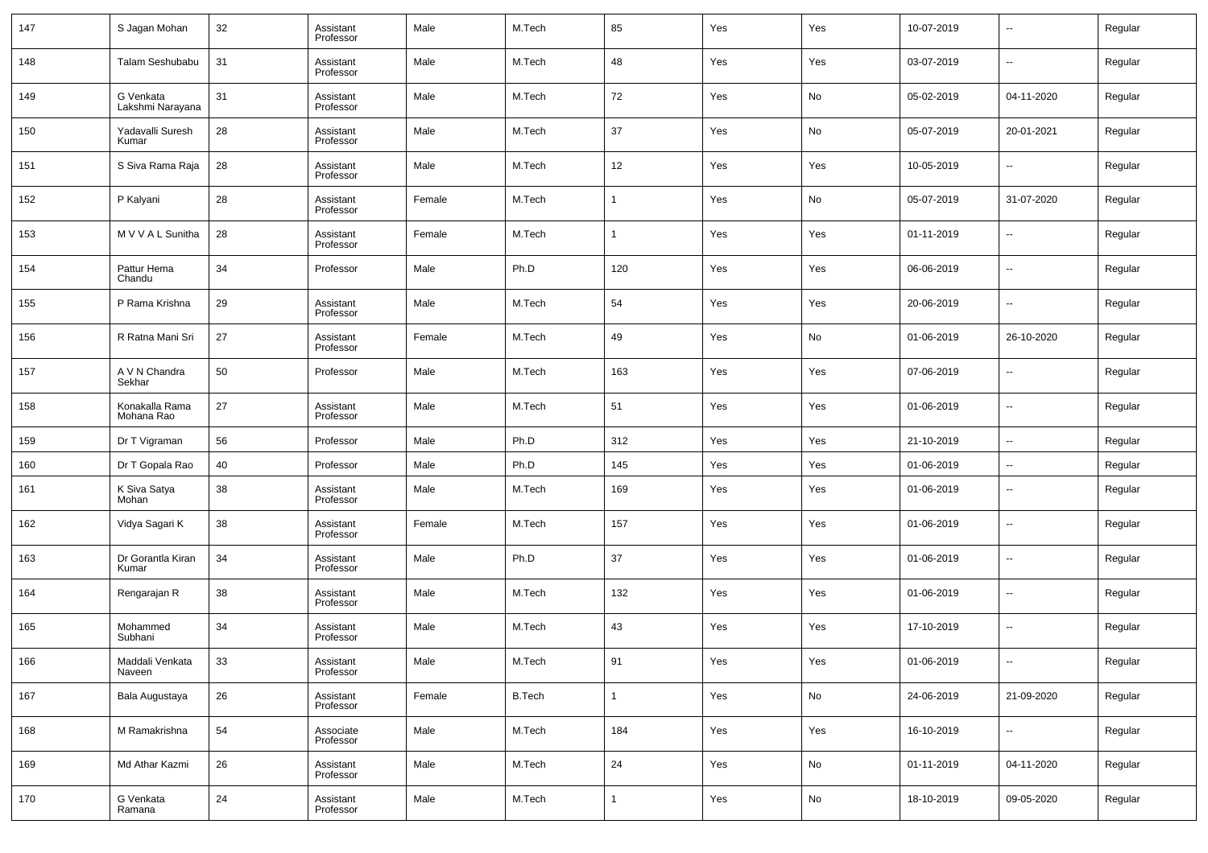| | | | | | | | | | | | |
|---|---|---|---|---|---|---|---|---|---|---|---|
| 147 | S Jagan Mohan | 32 | Assistant Professor | Male | M.Tech | 85 | Yes | Yes | 10-07-2019 | -- | Regular |
| 148 | Talam Seshubabu | 31 | Assistant Professor | Male | M.Tech | 48 | Yes | Yes | 03-07-2019 | -- | Regular |
| 149 | G Venkata Lakshmi Narayana | 31 | Assistant Professor | Male | M.Tech | 72 | Yes | No | 05-02-2019 | 04-11-2020 | Regular |
| 150 | Yadavalli Suresh Kumar | 28 | Assistant Professor | Male | M.Tech | 37 | Yes | No | 05-07-2019 | 20-01-2021 | Regular |
| 151 | S Siva Rama Raja | 28 | Assistant Professor | Male | M.Tech | 12 | Yes | Yes | 10-05-2019 | -- | Regular |
| 152 | P Kalyani | 28 | Assistant Professor | Female | M.Tech | 1 | Yes | No | 05-07-2019 | 31-07-2020 | Regular |
| 153 | M V V A L Sunitha | 28 | Assistant Professor | Female | M.Tech | 1 | Yes | Yes | 01-11-2019 | -- | Regular |
| 154 | Pattur Hema Chandu | 34 | Professor | Male | Ph.D | 120 | Yes | Yes | 06-06-2019 | -- | Regular |
| 155 | P Rama Krishna | 29 | Assistant Professor | Male | M.Tech | 54 | Yes | Yes | 20-06-2019 | -- | Regular |
| 156 | R Ratna Mani Sri | 27 | Assistant Professor | Female | M.Tech | 49 | Yes | No | 01-06-2019 | 26-10-2020 | Regular |
| 157 | A V N Chandra Sekhar | 50 | Professor | Male | M.Tech | 163 | Yes | Yes | 07-06-2019 | -- | Regular |
| 158 | Konakalla Rama Mohana Rao | 27 | Assistant Professor | Male | M.Tech | 51 | Yes | Yes | 01-06-2019 | -- | Regular |
| 159 | Dr T Vigraman | 56 | Professor | Male | Ph.D | 312 | Yes | Yes | 21-10-2019 | -- | Regular |
| 160 | Dr T Gopala Rao | 40 | Professor | Male | Ph.D | 145 | Yes | Yes | 01-06-2019 | -- | Regular |
| 161 | K Siva Satya Mohan | 38 | Assistant Professor | Male | M.Tech | 169 | Yes | Yes | 01-06-2019 | -- | Regular |
| 162 | Vidya Sagari K | 38 | Assistant Professor | Female | M.Tech | 157 | Yes | Yes | 01-06-2019 | -- | Regular |
| 163 | Dr Gorantla Kiran Kumar | 34 | Assistant Professor | Male | Ph.D | 37 | Yes | Yes | 01-06-2019 | -- | Regular |
| 164 | Rengarajan R | 38 | Assistant Professor | Male | M.Tech | 132 | Yes | Yes | 01-06-2019 | -- | Regular |
| 165 | Mohammed Subhani | 34 | Assistant Professor | Male | M.Tech | 43 | Yes | Yes | 17-10-2019 | -- | Regular |
| 166 | Maddali Venkata Naveen | 33 | Assistant Professor | Male | M.Tech | 91 | Yes | Yes | 01-06-2019 | -- | Regular |
| 167 | Bala Augustaya | 26 | Assistant Professor | Female | B.Tech | 1 | Yes | No | 24-06-2019 | 21-09-2020 | Regular |
| 168 | M Ramakrishna | 54 | Associate Professor | Male | M.Tech | 184 | Yes | Yes | 16-10-2019 | -- | Regular |
| 169 | Md Athar Kazmi | 26 | Assistant Professor | Male | M.Tech | 24 | Yes | No | 01-11-2019 | 04-11-2020 | Regular |
| 170 | G Venkata Ramana | 24 | Assistant Professor | Male | M.Tech | 1 | Yes | No | 18-10-2019 | 09-05-2020 | Regular |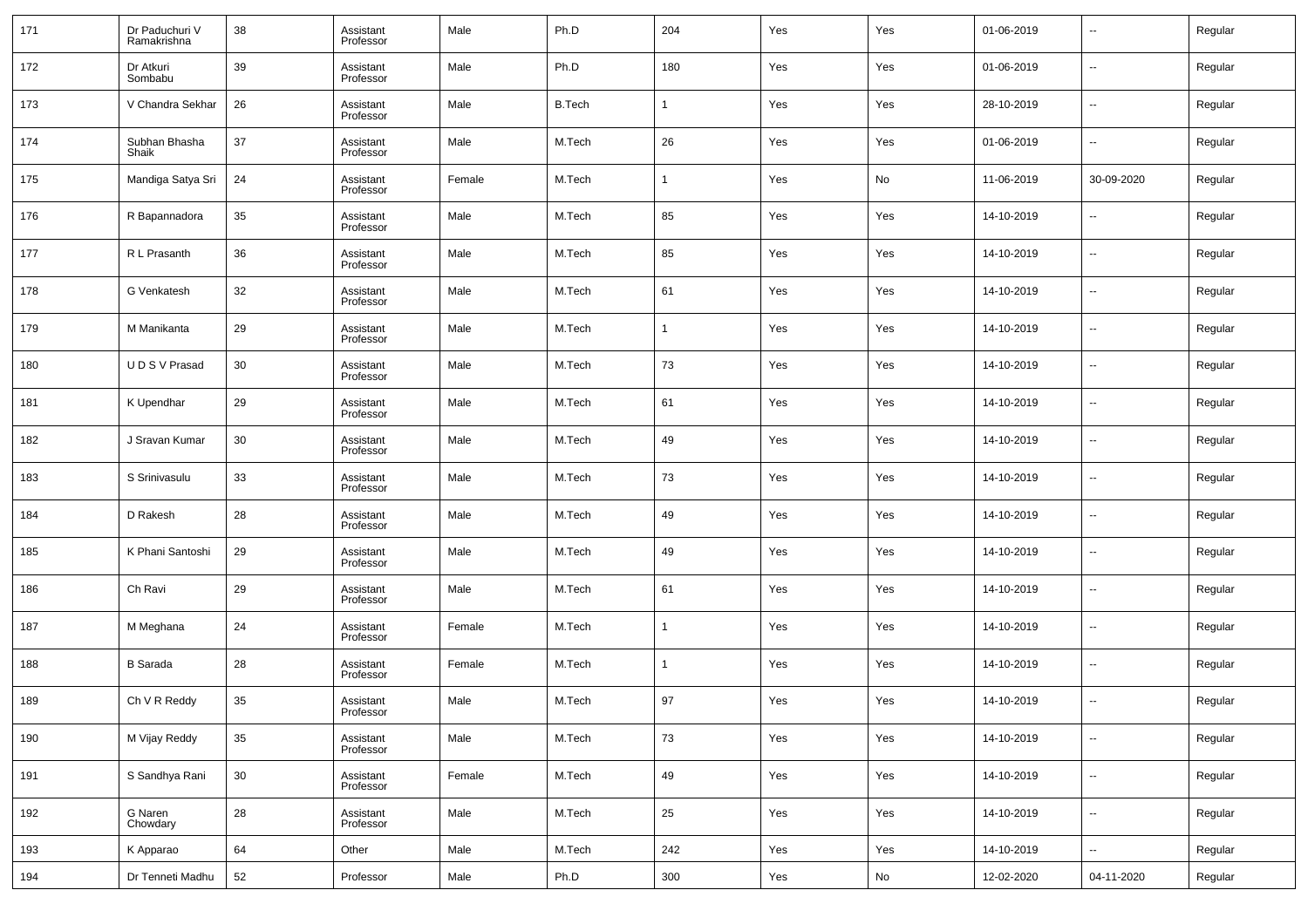| 171 | Dr Paduchuri V Ramakrishna | 38 | Assistant Professor | Male | Ph.D | 204 | Yes | Yes | 01-06-2019 | -- | Regular |
|---|---|---|---|---|---|---|---|---|---|---|---|
| 172 | Dr Atkuri Sombabu | 39 | Assistant Professor | Male | Ph.D | 180 | Yes | Yes | 01-06-2019 | -- | Regular |
| 173 | V Chandra Sekhar | 26 | Assistant Professor | Male | B.Tech | 1 | Yes | Yes | 28-10-2019 | -- | Regular |
| 174 | Subhan Bhasha Shaik | 37 | Assistant Professor | Male | M.Tech | 26 | Yes | Yes | 01-06-2019 | -- | Regular |
| 175 | Mandiga Satya Sri | 24 | Assistant Professor | Female | M.Tech | 1 | Yes | No | 11-06-2019 | 30-09-2020 | Regular |
| 176 | R Bapannadora | 35 | Assistant Professor | Male | M.Tech | 85 | Yes | Yes | 14-10-2019 | -- | Regular |
| 177 | R L Prasanth | 36 | Assistant Professor | Male | M.Tech | 85 | Yes | Yes | 14-10-2019 | -- | Regular |
| 178 | G Venkatesh | 32 | Assistant Professor | Male | M.Tech | 61 | Yes | Yes | 14-10-2019 | -- | Regular |
| 179 | M Manikanta | 29 | Assistant Professor | Male | M.Tech | 1 | Yes | Yes | 14-10-2019 | -- | Regular |
| 180 | U D S V Prasad | 30 | Assistant Professor | Male | M.Tech | 73 | Yes | Yes | 14-10-2019 | -- | Regular |
| 181 | K Upendhar | 29 | Assistant Professor | Male | M.Tech | 61 | Yes | Yes | 14-10-2019 | -- | Regular |
| 182 | J Sravan Kumar | 30 | Assistant Professor | Male | M.Tech | 49 | Yes | Yes | 14-10-2019 | -- | Regular |
| 183 | S Srinivasulu | 33 | Assistant Professor | Male | M.Tech | 73 | Yes | Yes | 14-10-2019 | -- | Regular |
| 184 | D Rakesh | 28 | Assistant Professor | Male | M.Tech | 49 | Yes | Yes | 14-10-2019 | -- | Regular |
| 185 | K Phani Santoshi | 29 | Assistant Professor | Male | M.Tech | 49 | Yes | Yes | 14-10-2019 | -- | Regular |
| 186 | Ch Ravi | 29 | Assistant Professor | Male | M.Tech | 61 | Yes | Yes | 14-10-2019 | -- | Regular |
| 187 | M Meghana | 24 | Assistant Professor | Female | M.Tech | 1 | Yes | Yes | 14-10-2019 | -- | Regular |
| 188 | B Sarada | 28 | Assistant Professor | Female | M.Tech | 1 | Yes | Yes | 14-10-2019 | -- | Regular |
| 189 | Ch V R Reddy | 35 | Assistant Professor | Male | M.Tech | 97 | Yes | Yes | 14-10-2019 | -- | Regular |
| 190 | M Vijay Reddy | 35 | Assistant Professor | Male | M.Tech | 73 | Yes | Yes | 14-10-2019 | -- | Regular |
| 191 | S Sandhya Rani | 30 | Assistant Professor | Female | M.Tech | 49 | Yes | Yes | 14-10-2019 | -- | Regular |
| 192 | G Naren Chowdary | 28 | Assistant Professor | Male | M.Tech | 25 | Yes | Yes | 14-10-2019 | -- | Regular |
| 193 | K Apparao | 64 | Other | Male | M.Tech | 242 | Yes | Yes | 14-10-2019 | -- | Regular |
| 194 | Dr Tenneti Madhu | 52 | Professor | Male | Ph.D | 300 | Yes | No | 12-02-2020 | 04-11-2020 | Regular |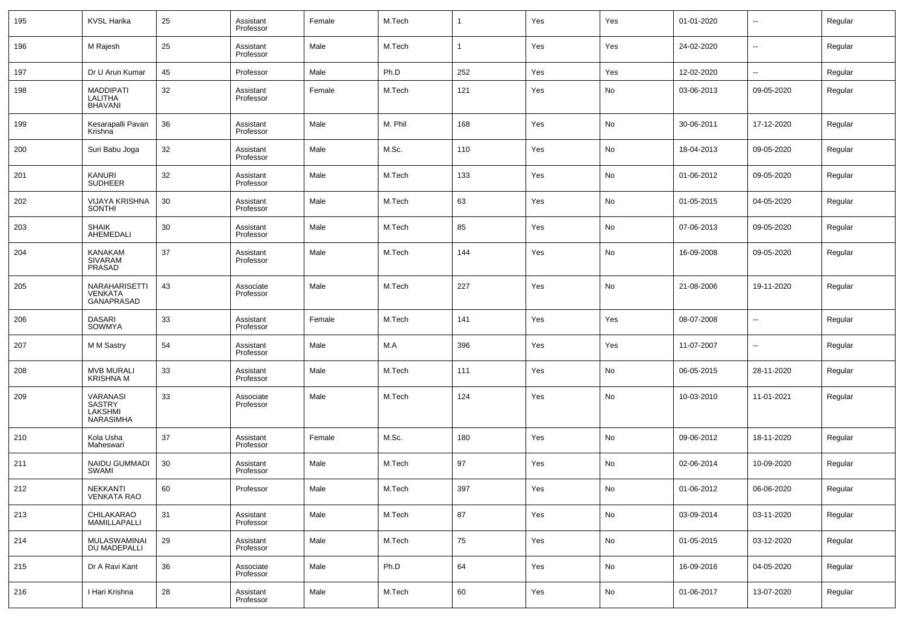| 195 | KVSL Harika | 25 | Assistant Professor | Female | M.Tech | 1 | Yes | Yes | 01-01-2020 | -- | Regular |
|---|---|---|---|---|---|---|---|---|---|---|---|
| 196 | M Rajesh | 25 | Assistant Professor | Male | M.Tech | 1 | Yes | Yes | 24-02-2020 | -- | Regular |
| 197 | Dr U Arun Kumar | 45 | Professor | Male | Ph.D | 252 | Yes | Yes | 12-02-2020 | -- | Regular |
| 198 | MADDIPATI LALITHA BHAVANI | 32 | Assistant Professor | Female | M.Tech | 121 | Yes | No | 03-06-2013 | 09-05-2020 | Regular |
| 199 | Kesarapalli Pavan Krishna | 36 | Assistant Professor | Male | M. Phil | 168 | Yes | No | 30-06-2011 | 17-12-2020 | Regular |
| 200 | Suri Babu Joga | 32 | Assistant Professor | Male | M.Sc. | 110 | Yes | No | 18-04-2013 | 09-05-2020 | Regular |
| 201 | KANURI SUDHEER | 32 | Assistant Professor | Male | M.Tech | 133 | Yes | No | 01-06-2012 | 09-05-2020 | Regular |
| 202 | VIJAYA KRISHNA SONTHI | 30 | Assistant Professor | Male | M.Tech | 63 | Yes | No | 01-05-2015 | 04-05-2020 | Regular |
| 203 | SHAIK AHEMEDALI | 30 | Assistant Professor | Male | M.Tech | 85 | Yes | No | 07-06-2013 | 09-05-2020 | Regular |
| 204 | KANAKAM SIVARAM PRASAD | 37 | Assistant Professor | Male | M.Tech | 144 | Yes | No | 16-09-2008 | 09-05-2020 | Regular |
| 205 | NARAHARISETTI VENKATA GANAPRASAD | 43 | Associate Professor | Male | M.Tech | 227 | Yes | No | 21-08-2006 | 19-11-2020 | Regular |
| 206 | DASARI SOWMYA | 33 | Assistant Professor | Female | M.Tech | 141 | Yes | Yes | 08-07-2008 | -- | Regular |
| 207 | M M Sastry | 54 | Assistant Professor | Male | M.A | 396 | Yes | Yes | 11-07-2007 | -- | Regular |
| 208 | MVB MURALI KRISHNA M | 33 | Assistant Professor | Male | M.Tech | 111 | Yes | No | 06-05-2015 | 28-11-2020 | Regular |
| 209 | VARANASI SASTRY LAKSHMI NARASIMHA | 33 | Associate Professor | Male | M.Tech | 124 | Yes | No | 10-03-2010 | 11-01-2021 | Regular |
| 210 | Kola Usha Maheswari | 37 | Assistant Professor | Female | M.Sc. | 180 | Yes | No | 09-06-2012 | 18-11-2020 | Regular |
| 211 | NAIDU GUMMADI SWAMI | 30 | Assistant Professor | Male | M.Tech | 97 | Yes | No | 02-06-2014 | 10-09-2020 | Regular |
| 212 | NEKKANTI VENKATA RAO | 60 | Professor | Male | M.Tech | 397 | Yes | No | 01-06-2012 | 06-06-2020 | Regular |
| 213 | CHILAKARAO MAMILLAPALLI | 31 | Assistant Professor | Male | M.Tech | 87 | Yes | No | 03-09-2014 | 03-11-2020 | Regular |
| 214 | MULASWAMINAI DU MADEPALLI | 29 | Assistant Professor | Male | M.Tech | 75 | Yes | No | 01-05-2015 | 03-12-2020 | Regular |
| 215 | Dr A Ravi Kant | 36 | Associate Professor | Male | Ph.D | 64 | Yes | No | 16-09-2016 | 04-05-2020 | Regular |
| 216 | I Hari Krishna | 28 | Assistant Professor | Male | M.Tech | 60 | Yes | No | 01-06-2017 | 13-07-2020 | Regular |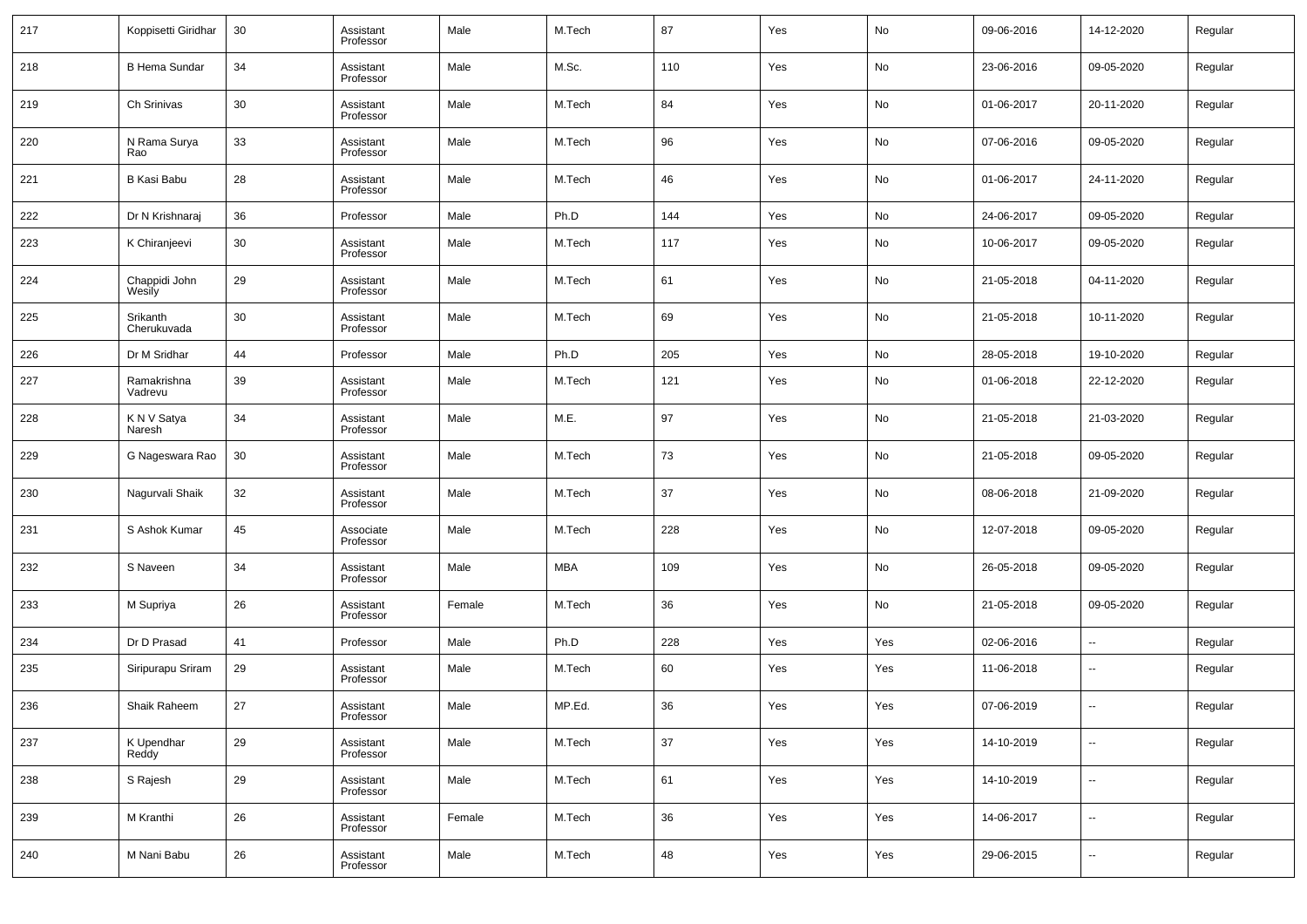| 217 | Koppisetti Giridhar | 30 | Assistant Professor | Male | M.Tech | 87 | Yes | No | 09-06-2016 | 14-12-2020 | Regular |
|---|---|---|---|---|---|---|---|---|---|---|---|
| 218 | B Hema Sundar | 34 | Assistant Professor | Male | M.Sc. | 110 | Yes | No | 23-06-2016 | 09-05-2020 | Regular |
| 219 | Ch Srinivas | 30 | Assistant Professor | Male | M.Tech | 84 | Yes | No | 01-06-2017 | 20-11-2020 | Regular |
| 220 | N Rama Surya Rao | 33 | Assistant Professor | Male | M.Tech | 96 | Yes | No | 07-06-2016 | 09-05-2020 | Regular |
| 221 | B Kasi Babu | 28 | Assistant Professor | Male | M.Tech | 46 | Yes | No | 01-06-2017 | 24-11-2020 | Regular |
| 222 | Dr N Krishnaraj | 36 | Professor | Male | Ph.D | 144 | Yes | No | 24-06-2017 | 09-05-2020 | Regular |
| 223 | K Chiranjeevi | 30 | Assistant Professor | Male | M.Tech | 117 | Yes | No | 10-06-2017 | 09-05-2020 | Regular |
| 224 | Chappidi John Wesily | 29 | Assistant Professor | Male | M.Tech | 61 | Yes | No | 21-05-2018 | 04-11-2020 | Regular |
| 225 | Srikanth Cherukuvada | 30 | Assistant Professor | Male | M.Tech | 69 | Yes | No | 21-05-2018 | 10-11-2020 | Regular |
| 226 | Dr M Sridhar | 44 | Professor | Male | Ph.D | 205 | Yes | No | 28-05-2018 | 19-10-2020 | Regular |
| 227 | Ramakrishna Vadrevu | 39 | Assistant Professor | Male | M.Tech | 121 | Yes | No | 01-06-2018 | 22-12-2020 | Regular |
| 228 | K N V Satya Naresh | 34 | Assistant Professor | Male | M.E. | 97 | Yes | No | 21-05-2018 | 21-03-2020 | Regular |
| 229 | G Nageswara Rao | 30 | Assistant Professor | Male | M.Tech | 73 | Yes | No | 21-05-2018 | 09-05-2020 | Regular |
| 230 | Nagurvali Shaik | 32 | Assistant Professor | Male | M.Tech | 37 | Yes | No | 08-06-2018 | 21-09-2020 | Regular |
| 231 | S Ashok Kumar | 45 | Associate Professor | Male | M.Tech | 228 | Yes | No | 12-07-2018 | 09-05-2020 | Regular |
| 232 | S Naveen | 34 | Assistant Professor | Male | MBA | 109 | Yes | No | 26-05-2018 | 09-05-2020 | Regular |
| 233 | M Supriya | 26 | Assistant Professor | Female | M.Tech | 36 | Yes | No | 21-05-2018 | 09-05-2020 | Regular |
| 234 | Dr D Prasad | 41 | Professor | Male | Ph.D | 228 | Yes | Yes | 02-06-2016 | -- | Regular |
| 235 | Siripurapu Sriram | 29 | Assistant Professor | Male | M.Tech | 60 | Yes | Yes | 11-06-2018 | -- | Regular |
| 236 | Shaik Raheem | 27 | Assistant Professor | Male | MP.Ed. | 36 | Yes | Yes | 07-06-2019 | -- | Regular |
| 237 | K Upendhar Reddy | 29 | Assistant Professor | Male | M.Tech | 37 | Yes | Yes | 14-10-2019 | -- | Regular |
| 238 | S Rajesh | 29 | Assistant Professor | Male | M.Tech | 61 | Yes | Yes | 14-10-2019 | -- | Regular |
| 239 | M Kranthi | 26 | Assistant Professor | Female | M.Tech | 36 | Yes | Yes | 14-06-2017 | -- | Regular |
| 240 | M Nani Babu | 26 | Assistant Professor | Male | M.Tech | 48 | Yes | Yes | 29-06-2015 | -- | Regular |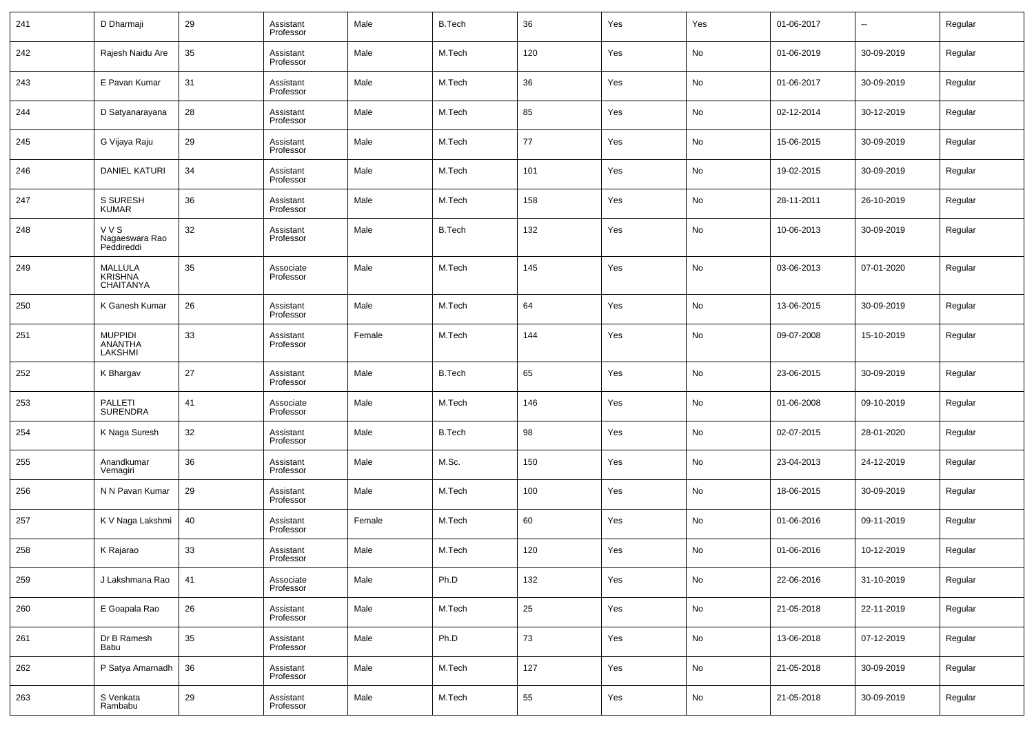| 241 | D Dharmaji | 29 | Assistant Professor | Male | B.Tech | 36 | Yes | Yes | 01-06-2017 | -- | Regular |
|---|---|---|---|---|---|---|---|---|---|---|---|
| 242 | Rajesh Naidu Are | 35 | Assistant Professor | Male | M.Tech | 120 | Yes | No | 01-06-2019 | 30-09-2019 | Regular |
| 243 | E Pavan Kumar | 31 | Assistant Professor | Male | M.Tech | 36 | Yes | No | 01-06-2017 | 30-09-2019 | Regular |
| 244 | D Satyanarayana | 28 | Assistant Professor | Male | M.Tech | 85 | Yes | No | 02-12-2014 | 30-12-2019 | Regular |
| 245 | G Vijaya Raju | 29 | Assistant Professor | Male | M.Tech | 77 | Yes | No | 15-06-2015 | 30-09-2019 | Regular |
| 246 | DANIEL KATURI | 34 | Assistant Professor | Male | M.Tech | 101 | Yes | No | 19-02-2015 | 30-09-2019 | Regular |
| 247 | S SURESH KUMAR | 36 | Assistant Professor | Male | M.Tech | 158 | Yes | No | 28-11-2011 | 26-10-2019 | Regular |
| 248 | V V S Nagaeswara Rao Peddireddi | 32 | Assistant Professor | Male | B.Tech | 132 | Yes | No | 10-06-2013 | 30-09-2019 | Regular |
| 249 | MALLULA KRISHNA CHAITANYA | 35 | Associate Professor | Male | M.Tech | 145 | Yes | No | 03-06-2013 | 07-01-2020 | Regular |
| 250 | K Ganesh Kumar | 26 | Assistant Professor | Male | M.Tech | 64 | Yes | No | 13-06-2015 | 30-09-2019 | Regular |
| 251 | MUPPIDI ANANTHA LAKSHMI | 33 | Assistant Professor | Female | M.Tech | 144 | Yes | No | 09-07-2008 | 15-10-2019 | Regular |
| 252 | K Bhargav | 27 | Assistant Professor | Male | B.Tech | 65 | Yes | No | 23-06-2015 | 30-09-2019 | Regular |
| 253 | PALLETI SURENDRA | 41 | Associate Professor | Male | M.Tech | 146 | Yes | No | 01-06-2008 | 09-10-2019 | Regular |
| 254 | K Naga Suresh | 32 | Assistant Professor | Male | B.Tech | 98 | Yes | No | 02-07-2015 | 28-01-2020 | Regular |
| 255 | Anandkumar Vemagiri | 36 | Assistant Professor | Male | M.Sc. | 150 | Yes | No | 23-04-2013 | 24-12-2019 | Regular |
| 256 | N N Pavan Kumar | 29 | Assistant Professor | Male | M.Tech | 100 | Yes | No | 18-06-2015 | 30-09-2019 | Regular |
| 257 | K V Naga Lakshmi | 40 | Assistant Professor | Female | M.Tech | 60 | Yes | No | 01-06-2016 | 09-11-2019 | Regular |
| 258 | K Rajarao | 33 | Assistant Professor | Male | M.Tech | 120 | Yes | No | 01-06-2016 | 10-12-2019 | Regular |
| 259 | J Lakshmana Rao | 41 | Associate Professor | Male | Ph.D | 132 | Yes | No | 22-06-2016 | 31-10-2019 | Regular |
| 260 | E Goapala Rao | 26 | Assistant Professor | Male | M.Tech | 25 | Yes | No | 21-05-2018 | 22-11-2019 | Regular |
| 261 | Dr B Ramesh Babu | 35 | Assistant Professor | Male | Ph.D | 73 | Yes | No | 13-06-2018 | 07-12-2019 | Regular |
| 262 | P Satya Amarnadh | 36 | Assistant Professor | Male | M.Tech | 127 | Yes | No | 21-05-2018 | 30-09-2019 | Regular |
| 263 | S Venkata Rambabu | 29 | Assistant Professor | Male | M.Tech | 55 | Yes | No | 21-05-2018 | 30-09-2019 | Regular |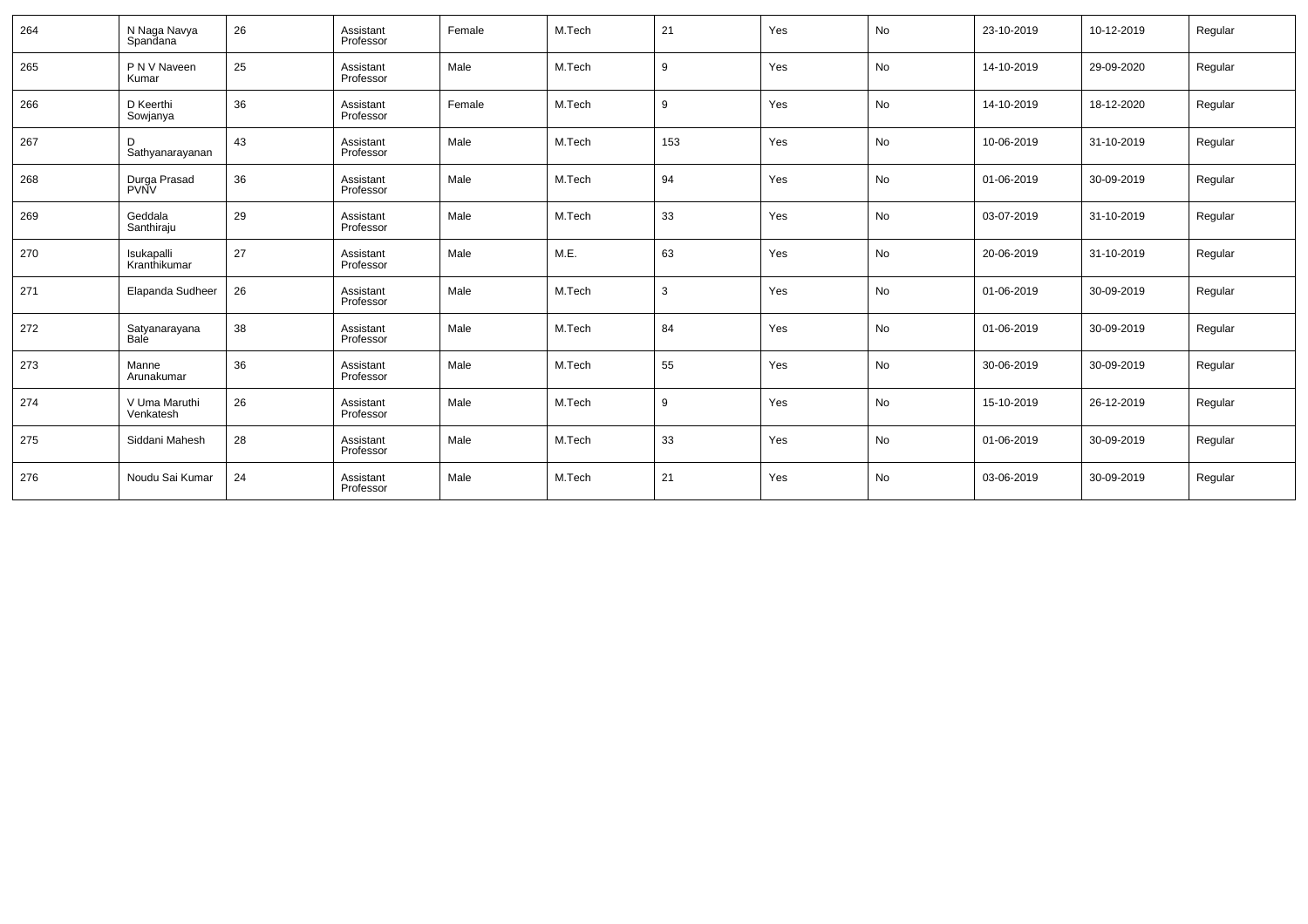| | | | | | | | | | | | |
|---|---|---|---|---|---|---|---|---|---|---|---|
| 264 | N Naga Navya Spandana | 26 | Assistant Professor | Female | M.Tech | 21 | Yes | No | 23-10-2019 | 10-12-2019 | Regular |
| 265 | P N V Naveen Kumar | 25 | Assistant Professor | Male | M.Tech | 9 | Yes | No | 14-10-2019 | 29-09-2020 | Regular |
| 266 | D Keerthi Sowjanya | 36 | Assistant Professor | Female | M.Tech | 9 | Yes | No | 14-10-2019 | 18-12-2020 | Regular |
| 267 | D Sathyanarayanan | 43 | Assistant Professor | Male | M.Tech | 153 | Yes | No | 10-06-2019 | 31-10-2019 | Regular |
| 268 | Durga Prasad PVNV | 36 | Assistant Professor | Male | M.Tech | 94 | Yes | No | 01-06-2019 | 30-09-2019 | Regular |
| 269 | Geddala Santhiraju | 29 | Assistant Professor | Male | M.Tech | 33 | Yes | No | 03-07-2019 | 31-10-2019 | Regular |
| 270 | Isukapalli Kranthikumar | 27 | Assistant Professor | Male | M.E. | 63 | Yes | No | 20-06-2019 | 31-10-2019 | Regular |
| 271 | Elapanda Sudheer | 26 | Assistant Professor | Male | M.Tech | 3 | Yes | No | 01-06-2019 | 30-09-2019 | Regular |
| 272 | Satyanarayana Bale | 38 | Assistant Professor | Male | M.Tech | 84 | Yes | No | 01-06-2019 | 30-09-2019 | Regular |
| 273 | Manne Arunakumar | 36 | Assistant Professor | Male | M.Tech | 55 | Yes | No | 30-06-2019 | 30-09-2019 | Regular |
| 274 | V Uma Maruthi Venkatesh | 26 | Assistant Professor | Male | M.Tech | 9 | Yes | No | 15-10-2019 | 26-12-2019 | Regular |
| 275 | Siddani Mahesh | 28 | Assistant Professor | Male | M.Tech | 33 | Yes | No | 01-06-2019 | 30-09-2019 | Regular |
| 276 | Noudu Sai Kumar | 24 | Assistant Professor | Male | M.Tech | 21 | Yes | No | 03-06-2019 | 30-09-2019 | Regular |